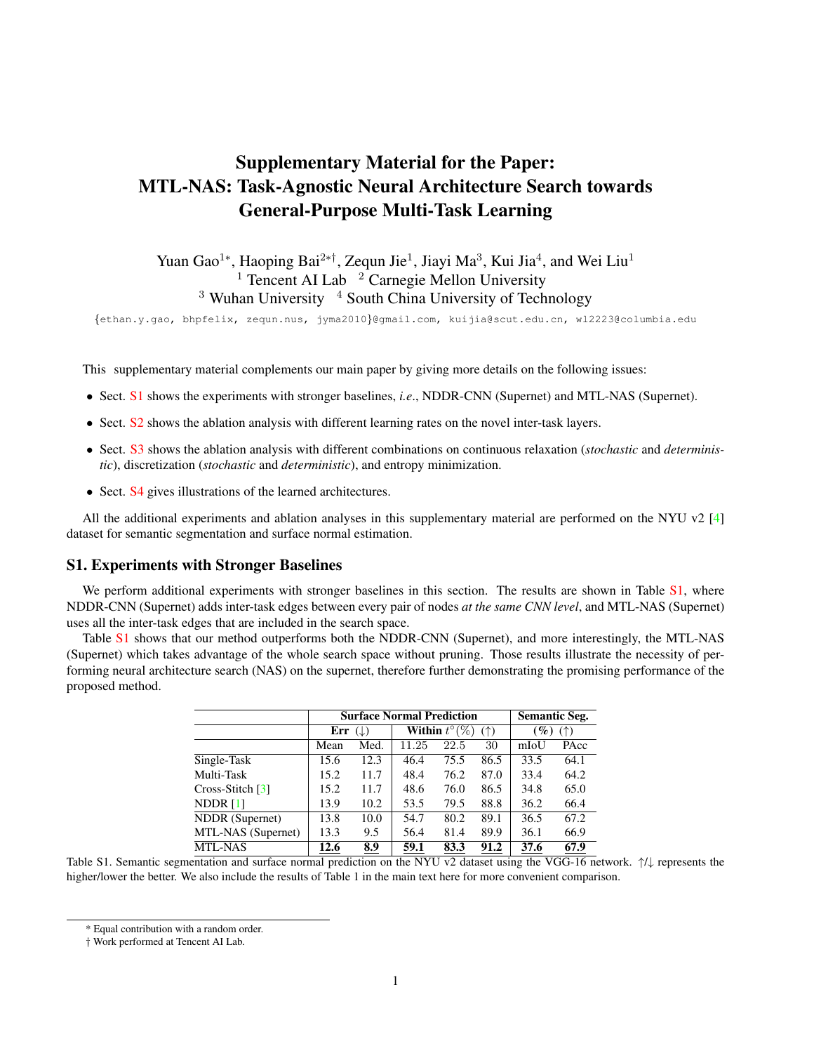# Supplementary Material for the Paper: MTL-NAS: Task-Agnostic Neural Architecture Search towards General-Purpose Multi-Task Learning

Yuan Gao[1*], Haoping Bai[2*†], Zequn Jie[1], Jiayi Ma[3], Kui Jia[4], and Wei Liu[1]

[1] Tencent AI Lab [2] Carnegie Mellon University

[3] Wuhan University [4] South China University of Technology

{ethan.y.gao, bhpfelix, zequn.nus, jyma2010}@gmail.com, kuijia@scut.edu.cn, wl2223@columbia.edu

This supplementary material complements our main paper by giving more details on the following issues:

- Sect. S1 shows the experiments with stronger baselines, *i.e.*, NDDR-CNN (Supernet) and MTL-NAS (Supernet).
- Sect. S2 shows the ablation analysis with different learning rates on the novel inter-task layers.
- Sect. S3 shows the ablation analysis with different combinations on continuous relaxation (*stochastic* and *deterministic*), discretization (*stochastic* and *deterministic*), and entropy minimization.
- Sect. S4 gives illustrations of the learned architectures.

All the additional experiments and ablation analyses in this supplementary material are performed on the NYU v2 [4] dataset for semantic segmentation and surface normal estimation.

## S1. Experiments with Stronger Baselines

We perform additional experiments with stronger baselines in this section. The results are shown in Table S1, where NDDR-CNN (Supernet) adds inter-task edges between every pair of nodes *at the same CNN level*, and MTL-NAS (Supernet) uses all the inter-task edges that are included in the search space.

Table S1 shows that our method outperforms both the NDDR-CNN (Supernet), and more interestingly, the MTL-NAS (Supernet) which takes advantage of the whole search space without pruning. Those results illustrate the necessity of performing neural architecture search (NAS) on the supernet, therefore further demonstrating the promising performance of the proposed method.

| | **Surface Normal Prediction** | | | | | **Semantic Seg.** | |
|---|---|---|---|---|---|---|---|
| | **Err** (↓) | | **Within** $t^\circ$(%) (↑) | | | **(%)** (↑) | |
| | Mean | Med. | 11.25 | 22.5 | 30 | mIoU | PAcc |
| Single-Task | 15.6 | 12.3 | 46.4 | 75.5 | 86.5 | 33.5 | 64.1 |
| Multi-Task | 15.2 | 11.7 | 48.4 | 76.2 | 87.0 | 33.4 | 64.2 |
| Cross-Stitch [3] | 15.2 | 11.7 | 48.6 | 76.0 | 86.5 | 34.8 | 65.0 |
| NDDR [1] | 13.9 | 10.2 | 53.5 | 79.5 | 88.8 | 36.2 | 66.4 |
| NDDR (Supernet) | 13.8 | 10.0 | 54.7 | 80.2 | 89.1 | 36.5 | 67.2 |
| MTL-NAS (Supernet) | 13.3 | 9.5 | 56.4 | 81.4 | 89.9 | 36.1 | 66.9 |
| MTL-NAS | **12.6** | **8.9** | **59.1** | **83.3** | **91.2** | **37.6** | **67.9** |

Table S1. Semantic segmentation and surface normal prediction on the NYU v2 dataset using the VGG-16 network. ↑/↓ represents the higher/lower the better. We also include the results of Table 1 in the main text here for more convenient comparison.

\* Equal contribution with a random order.

† Work performed at Tencent AI Lab.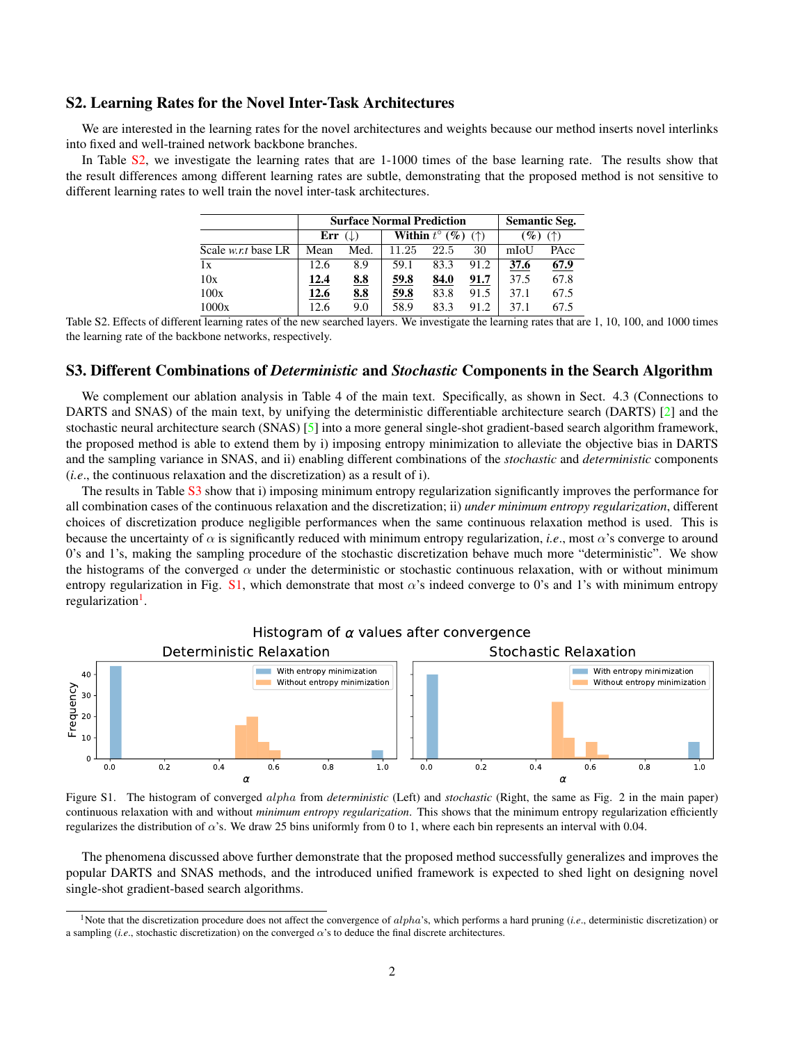## S2. Learning Rates for the Novel Inter-Task Architectures

We are interested in the learning rates for the novel architectures and weights because our method inserts novel interlinks into fixed and well-trained network backbone branches.

In Table S2, we investigate the learning rates that are 1-1000 times of the base learning rate. The results show that the result differences among different learning rates are subtle, demonstrating that the proposed method is not sensitive to different learning rates to well train the novel inter-task architectures.

| | Surface Normal Prediction | | | | | Semantic Seg. | |
|---|---|---|---|---|---|---|---|
| | **Err** (↓) | | **Within $t^\circ$ (%)** (↑) | | | **(%)** (↑) | |
| Scale *w.r.t* base LR | Mean | Med. | 11.25 | 22.5 | 30 | mIoU | PAcc |
| 1x | 12.6 | 8.9 | 59.1 | 83.3 | 91.2 | **37.6** | **67.9** |
| 10x | **12.4** | **8.8** | **59.8** | **84.0** | **91.7** | 37.5 | 67.8 |
| 100x | **12.6** | **8.8** | **59.8** | 83.8 | 91.5 | 37.1 | 67.5 |
| 1000x | 12.6 | 9.0 | 58.9 | 83.3 | 91.2 | 37.1 | 67.5 |

Table S2. Effects of different learning rates of the new searched layers. We investigate the learning rates that are 1, 10, 100, and 1000 times the learning rate of the backbone networks, respectively.

## S3. Different Combinations of *Deterministic* and *Stochastic* Components in the Search Algorithm

We complement our ablation analysis in Table 4 of the main text. Specifically, as shown in Sect. 4.3 (Connections to DARTS and SNAS) of the main text, by unifying the deterministic differentiable architecture search (DARTS) [2] and the stochastic neural architecture search (SNAS) [5] into a more general single-shot gradient-based search algorithm framework, the proposed method is able to extend them by i) imposing entropy minimization to alleviate the objective bias in DARTS and the sampling variance in SNAS, and ii) enabling different combinations of the *stochastic* and *deterministic* components (*i.e*., the continuous relaxation and the discretization) as a result of i).

The results in Table S3 show that i) imposing minimum entropy regularization significantly improves the performance for all combination cases of the continuous relaxation and the discretization; ii) *under minimum entropy regularization*, different choices of discretization produce negligible performances when the same continuous relaxation method is used. This is because the uncertainty of $\alpha$ is significantly reduced with minimum entropy regularization, *i.e*., most $\alpha$'s converge to around 0's and 1's, making the sampling procedure of the stochastic discretization behave much more "deterministic". We show the histograms of the converged $\alpha$ under the deterministic or stochastic continuous relaxation, with or without minimum entropy regularization in Fig. S1, which demonstrate that most $\alpha$'s indeed converge to 0's and 1's with minimum entropy regularization[1].

Figure S1. The histogram of converged $alpha$ from *deterministic* (Left) and *stochastic* (Right, the same as Fig. 2 in the main paper) continuous relaxation with and without *minimum entropy regularization*. This shows that the minimum entropy regularization efficiently regularizes the distribution of $\alpha$'s. We draw 25 bins uniformly from 0 to 1, where each bin represents an interval with 0.04.

The phenomena discussed above further demonstrate that the proposed method successfully generalizes and improves the popular DARTS and SNAS methods, and the introduced unified framework is expected to shed light on designing novel single-shot gradient-based search algorithms.

[1] Note that the discretization procedure does not affect the convergence of $alpha$'s, which performs a hard pruning (*i.e*., deterministic discretization) or a sampling (*i.e*., stochastic discretization) on the converged $\alpha$'s to deduce the final discrete architectures.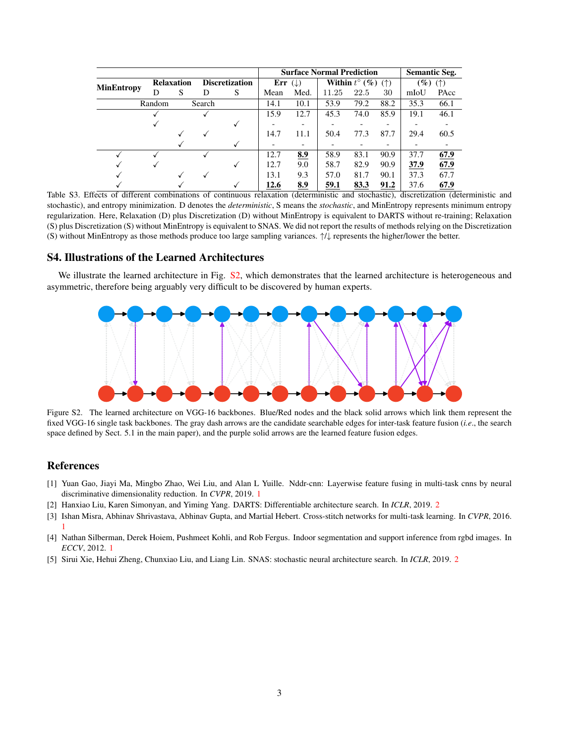| MinEntropy | Relaxation | | Discretization | | Surface Normal Prediction | | | | | Semantic Seg. | |
|---|---|---|---|---|---|---|---|---|---|---|---|
| | | | | | Err (↓) | | Within $t^\circ$ (%) (↑) | | | (%) (↑) | |
| | D | S | D | S | Mean | Med. | 11.25 | 22.5 | 30 | mIoU | PAcc |
| | Random | | Search | | 14.1 | 10.1 | 53.9 | 79.2 | 88.2 | 35.3 | 66.1 |
| | ✓ | | ✓ | | 15.9 | 12.7 | 45.3 | 74.0 | 85.9 | 19.1 | 46.1 |
| | ✓ | | | ✓ | - | - | - | - | - | - | - |
| | | ✓ | ✓ | | 14.7 | 11.1 | 50.4 | 77.3 | 87.7 | 29.4 | 60.5 |
| | | ✓ | | ✓ | - | - | - | - | - | - | - |
| ✓ | ✓ | | ✓ | | 12.7 | **8.9** | 58.9 | 83.1 | 90.9 | 37.7 | **67.9** |
| ✓ | ✓ | | | ✓ | 12.7 | 9.0 | 58.7 | 82.9 | 90.9 | **37.9** | **67.9** |
| ✓ | | ✓ | ✓ | | 13.1 | 9.3 | 57.0 | 81.7 | 90.1 | 37.3 | 67.7 |
| ✓ | | ✓ | | ✓ | **12.6** | **8.9** | **59.1** | **83.3** | **91.2** | 37.6 | **67.9** |

Table S3. Effects of different combinations of continuous relaxation (deterministic and stochastic), discretization (deterministic and stochastic), and entropy minimization. D denotes the *deterministic*, S means the *stochastic*, and MinEntropy represents minimum entropy regularization. Here, Relaxation (D) plus Discretization (D) without MinEntropy is equivalent to DARTS without re-training; Relaxation (S) plus Discretization (S) without MinEntropy is equivalent to SNAS. We did not report the results of methods relying on the Discretization (S) without MinEntropy as those methods produce too large sampling variances. ↑/↓ represents the higher/lower the better.

## S4. Illustrations of the Learned Architectures

We illustrate the learned architecture in Fig. S2, which demonstrates that the learned architecture is heterogeneous and asymmetric, therefore being arguably very difficult to be discovered by human experts.

Figure S2. The learned architecture on VGG-16 backbones. Blue/Red nodes and the black solid arrows which link them represent the fixed VGG-16 single task backbones. The gray dash arrows are the candidate searchable edges for inter-task feature fusion (*i.e.*, the search space defined by Sect. 5.1 in the main paper), and the purple solid arrows are the learned feature fusion edges.

## References

[1] Yuan Gao, Jiayi Ma, Mingbo Zhao, Wei Liu, and Alan L Yuille. Nddr-cnn: Layerwise feature fusing in multi-task cnns by neural discriminative dimensionality reduction. In *CVPR*, 2019. 1

[2] Hanxiao Liu, Karen Simonyan, and Yiming Yang. DARTS: Differentiable architecture search. In *ICLR*, 2019. 2

[3] Ishan Misra, Abhinav Shrivastava, Abhinav Gupta, and Martial Hebert. Cross-stitch networks for multi-task learning. In *CVPR*, 2016. 1

[4] Nathan Silberman, Derek Hoiem, Pushmeet Kohli, and Rob Fergus. Indoor segmentation and support inference from rgbd images. In *ECCV*, 2012. 1

[5] Sirui Xie, Hehui Zheng, Chunxiao Liu, and Liang Lin. SNAS: stochastic neural architecture search. In *ICLR*, 2019. 2